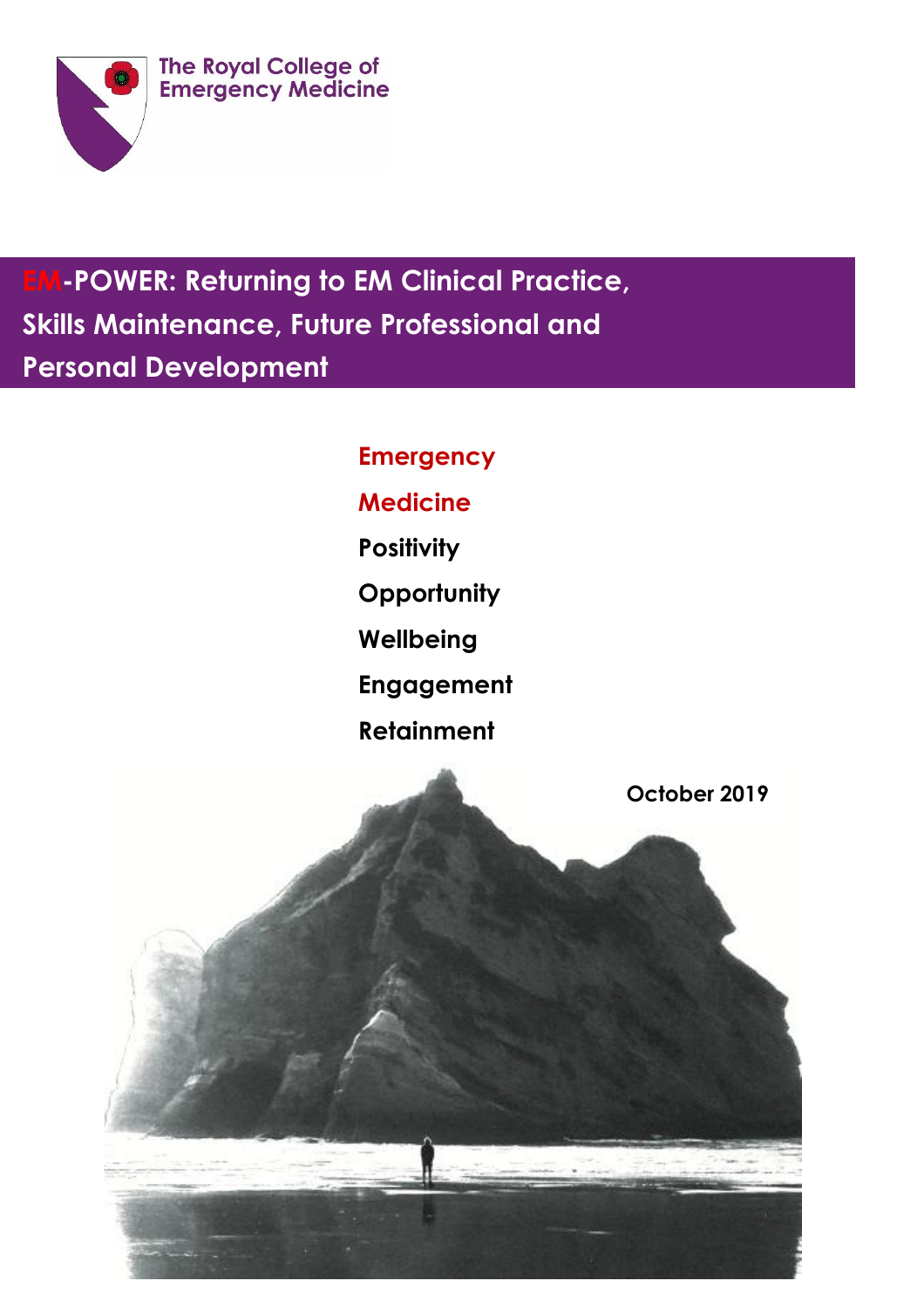The Royal College of Emergency Medicine

# EM-POWER: Returning to EM Clinical Practice, Skills Maintenance, Future Professional and Personal Development

**Emergency**

**Medicine**

**Positivity**

**Opportunity**

**Wellbeing**

**Engagement**

**Retainment**

**October 2019**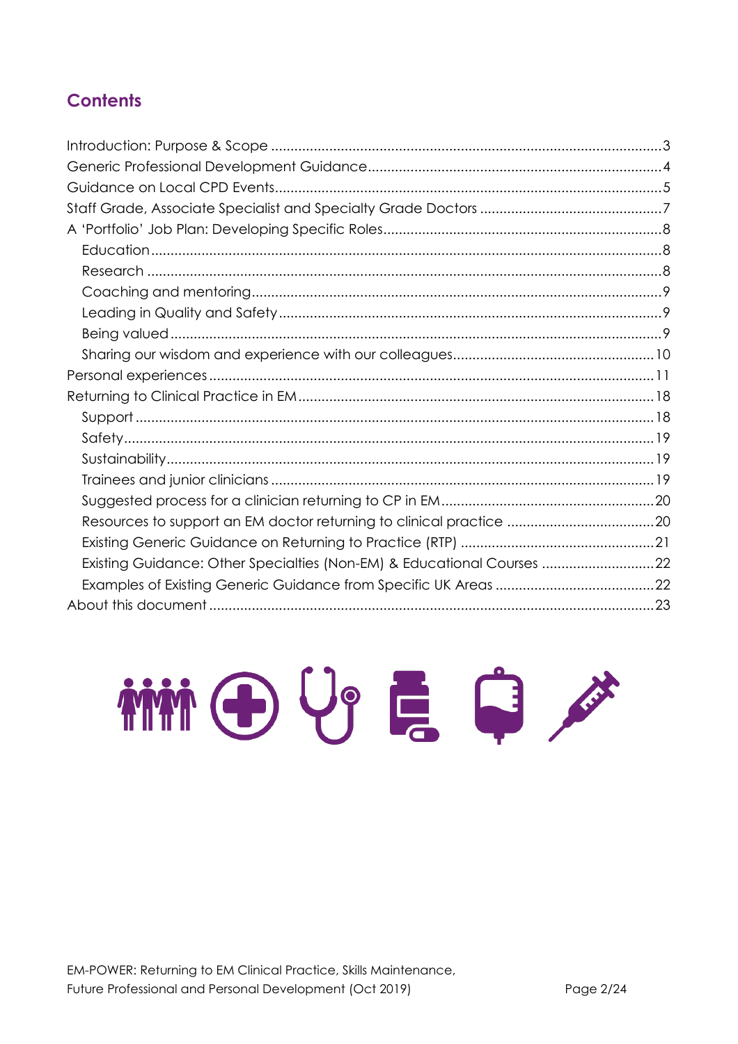## Contents

- Introduction: Purpose & Scope ... 3
- Generic Professional Development Guidance ... 4
- Guidance on Local CPD Events ... 5
- Staff Grade, Associate Specialist and Specialty Grade Doctors ... 7
- A 'Portfolio' Job Plan: Developing Specific Roles ... 8
  - Education ... 8
  - Research ... 8
  - Coaching and mentoring ... 9
  - Leading in Quality and Safety ... 9
  - Being valued ... 9
  - Sharing our wisdom and experience with our colleagues ... 10
- Personal experiences ... 11
- Returning to Clinical Practice in EM ... 18
  - Support ... 18
  - Safety ... 19
  - Sustainability ... 19
  - Trainees and junior clinicians ... 19
  - Suggested process for a clinician returning to CP in EM ... 20
  - Resources to support an EM doctor returning to clinical practice ... 20
  - Existing Generic Guidance on Returning to Practice (RTP) ... 21
  - Existing Guidance: Other Specialties (Non-EM) & Educational Courses ... 22
  - Examples of Existing Generic Guidance from Specific UK Areas ... 22
- About this document ... 23

EM-POWER: Returning to EM Clinical Practice, Skills Maintenance, Future Professional and Personal Development (Oct 2019)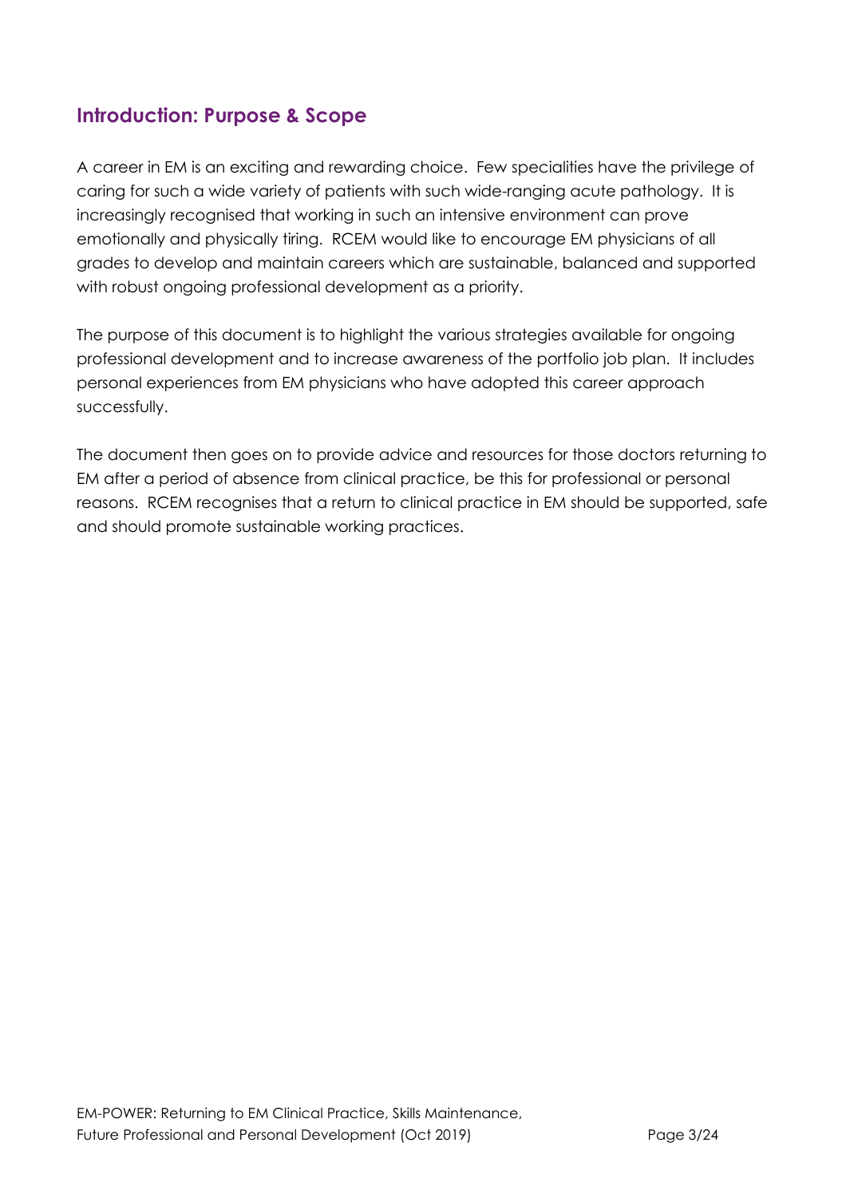## Introduction: Purpose & Scope

A career in EM is an exciting and rewarding choice. Few specialities have the privilege of caring for such a wide variety of patients with such wide-ranging acute pathology. It is increasingly recognised that working in such an intensive environment can prove emotionally and physically tiring. RCEM would like to encourage EM physicians of all grades to develop and maintain careers which are sustainable, balanced and supported with robust ongoing professional development as a priority.

The purpose of this document is to highlight the various strategies available for ongoing professional development and to increase awareness of the portfolio job plan. It includes personal experiences from EM physicians who have adopted this career approach successfully.

The document then goes on to provide advice and resources for those doctors returning to EM after a period of absence from clinical practice, be this for professional or personal reasons. RCEM recognises that a return to clinical practice in EM should be supported, safe and should promote sustainable working practices.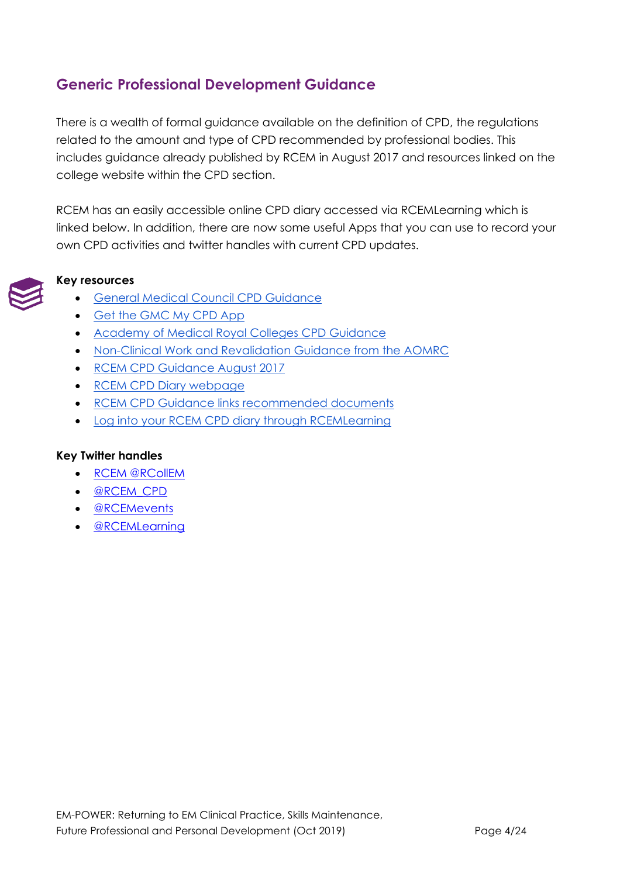## Generic Professional Development Guidance

There is a wealth of formal guidance available on the definition of CPD, the regulations related to the amount and type of CPD recommended by professional bodies. This includes guidance already published by RCEM in August 2017 and resources linked on the college website within the CPD section.

RCEM has an easily accessible online CPD diary accessed via RCEMLearning which is linked below. In addition, there are now some useful Apps that you can use to record your own CPD activities and twitter handles with current CPD updates.

**Key resources**

- General Medical Council CPD Guidance
- Get the GMC My CPD App
- Academy of Medical Royal Colleges CPD Guidance
- Non-Clinical Work and Revalidation Guidance from the AOMRC
- RCEM CPD Guidance August 2017
- RCEM CPD Diary webpage
- RCEM CPD Guidance links recommended documents
- Log into your RCEM CPD diary through RCEMLearning

**Key Twitter handles**

- RCEM @RCollEM
- @RCEM_CPD
- @RCEMevents
- @RCEMLearning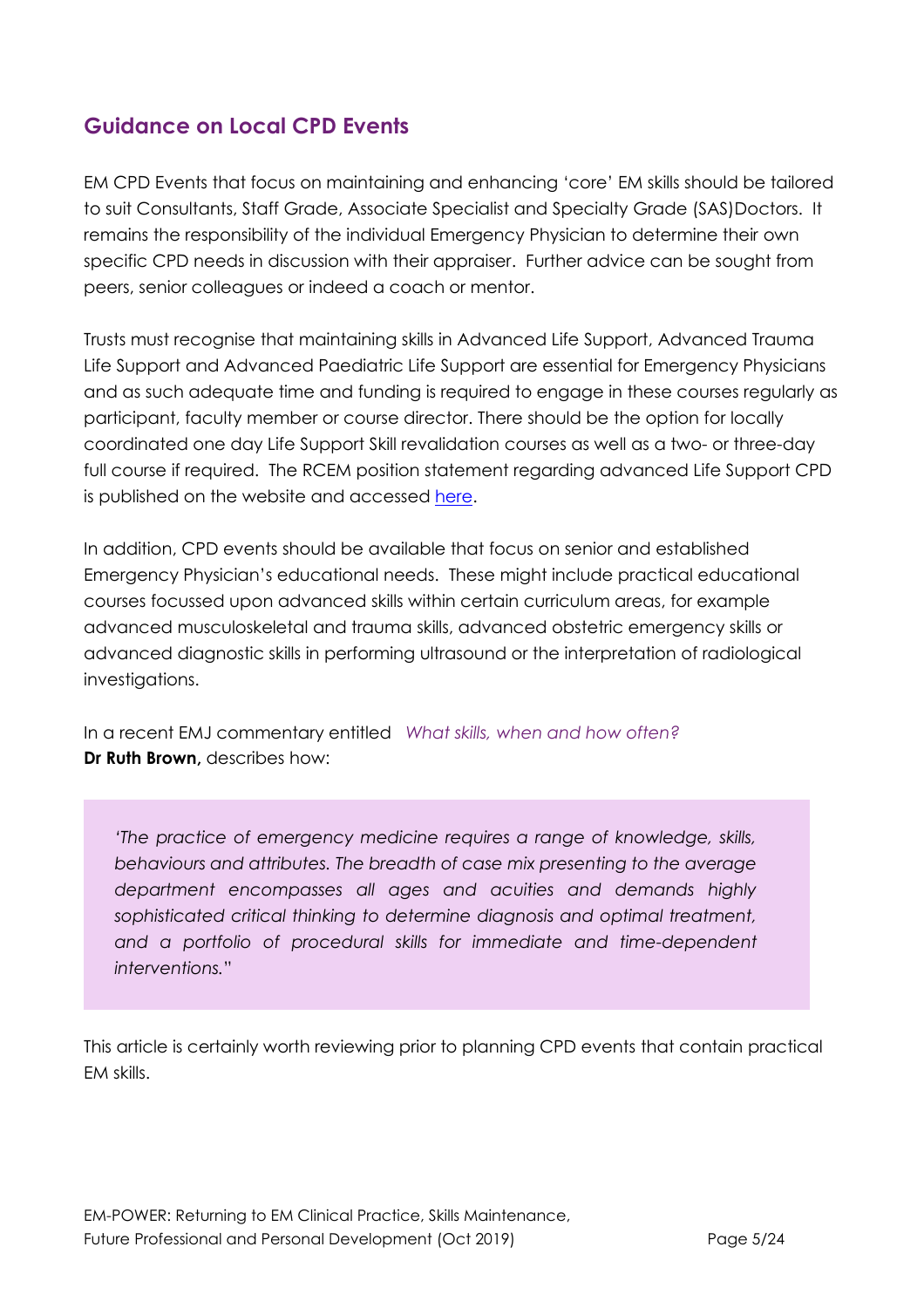## Guidance on Local CPD Events

EM CPD Events that focus on maintaining and enhancing 'core' EM skills should be tailored to suit Consultants, Staff Grade, Associate Specialist and Specialty Grade (SAS)Doctors. It remains the responsibility of the individual Emergency Physician to determine their own specific CPD needs in discussion with their appraiser. Further advice can be sought from peers, senior colleagues or indeed a coach or mentor.

Trusts must recognise that maintaining skills in Advanced Life Support, Advanced Trauma Life Support and Advanced Paediatric Life Support are essential for Emergency Physicians and as such adequate time and funding is required to engage in these courses regularly as participant, faculty member or course director. There should be the option for locally coordinated one day Life Support Skill revalidation courses as well as a two- or three-day full course if required. The RCEM position statement regarding advanced Life Support CPD is published on the website and accessed here.

In addition, CPD events should be available that focus on senior and established Emergency Physician's educational needs. These might include practical educational courses focussed upon advanced skills within certain curriculum areas, for example advanced musculoskeletal and trauma skills, advanced obstetric emergency skills or advanced diagnostic skills in performing ultrasound or the interpretation of radiological investigations.

In a recent EMJ commentary entitled *What skills, when and how often?* **Dr Ruth Brown,** describes how:

> *'The practice of emergency medicine requires a range of knowledge, skills, behaviours and attributes. The breadth of case mix presenting to the average department encompasses all ages and acuities and demands highly sophisticated critical thinking to determine diagnosis and optimal treatment, and a portfolio of procedural skills for immediate and time-dependent interventions."*

This article is certainly worth reviewing prior to planning CPD events that contain practical EM skills.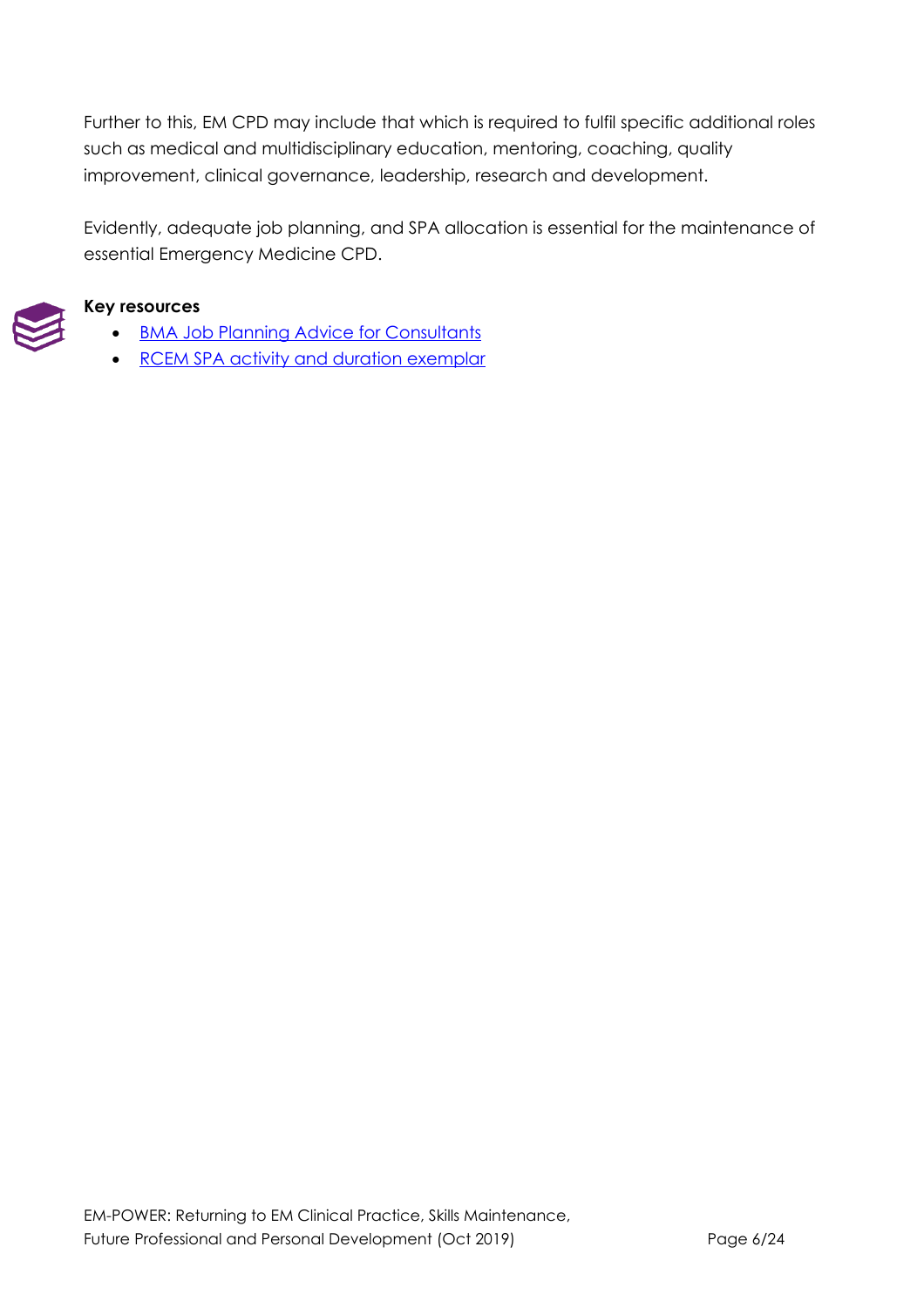Further to this, EM CPD may include that which is required to fulfil specific additional roles such as medical and multidisciplinary education, mentoring, coaching, quality improvement, clinical governance, leadership, research and development.

Evidently, adequate job planning, and SPA allocation is essential for the maintenance of essential Emergency Medicine CPD.

**Key resources**

- BMA Job Planning Advice for Consultants
- RCEM SPA activity and duration exemplar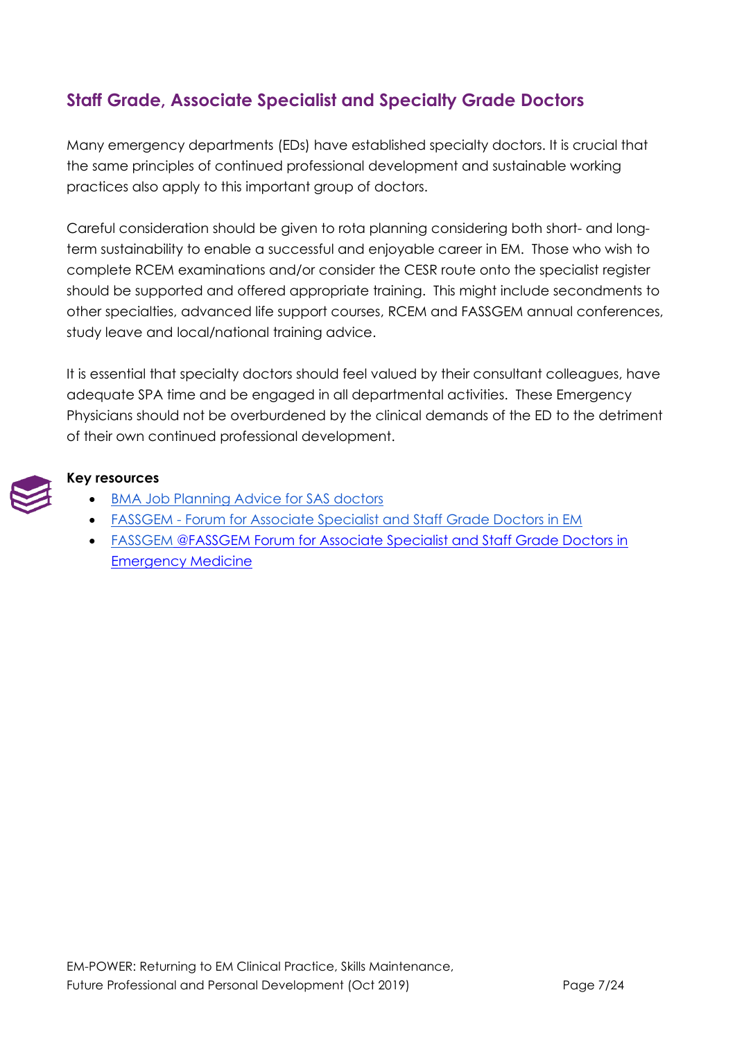## Staff Grade, Associate Specialist and Specialty Grade Doctors

Many emergency departments (EDs) have established specialty doctors. It is crucial that the same principles of continued professional development and sustainable working practices also apply to this important group of doctors.

Careful consideration should be given to rota planning considering both short- and long-term sustainability to enable a successful and enjoyable career in EM. Those who wish to complete RCEM examinations and/or consider the CESR route onto the specialist register should be supported and offered appropriate training. This might include secondments to other specialties, advanced life support courses, RCEM and FASSGEM annual conferences, study leave and local/national training advice.

It is essential that specialty doctors should feel valued by their consultant colleagues, have adequate SPA time and be engaged in all departmental activities. These Emergency Physicians should not be overburdened by the clinical demands of the ED to the detriment of their own continued professional development.

**Key resources**

- BMA Job Planning Advice for SAS doctors
- FASSGEM - Forum for Associate Specialist and Staff Grade Doctors in EM
- FASSGEM @FASSGEM Forum for Associate Specialist and Staff Grade Doctors in Emergency Medicine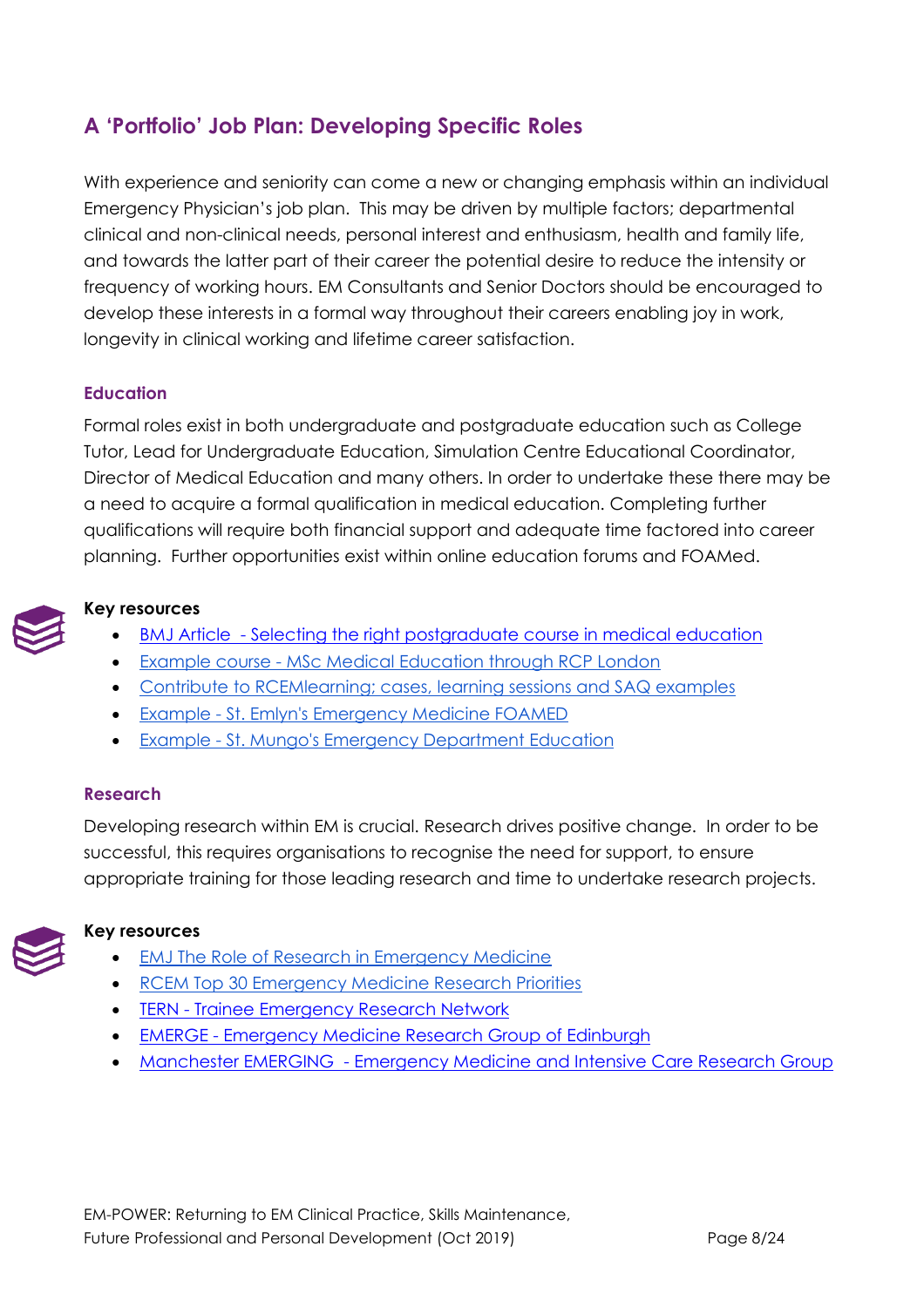## A 'Portfolio' Job Plan: Developing Specific Roles

With experience and seniority can come a new or changing emphasis within an individual Emergency Physician's job plan. This may be driven by multiple factors; departmental clinical and non-clinical needs, personal interest and enthusiasm, health and family life, and towards the latter part of their career the potential desire to reduce the intensity or frequency of working hours. EM Consultants and Senior Doctors should be encouraged to develop these interests in a formal way throughout their careers enabling joy in work, longevity in clinical working and lifetime career satisfaction.

### Education

Formal roles exist in both undergraduate and postgraduate education such as College Tutor, Lead for Undergraduate Education, Simulation Centre Educational Coordinator, Director of Medical Education and many others. In order to undertake these there may be a need to acquire a formal qualification in medical education. Completing further qualifications will require both financial support and adequate time factored into career planning. Further opportunities exist within online education forums and FOAMed.

**Key resources**

- BMJ Article - Selecting the right postgraduate course in medical education
- Example course - MSc Medical Education through RCP London
- Contribute to RCEMlearning; cases, learning sessions and SAQ examples
- Example - St. Emlyn's Emergency Medicine FOAMED
- Example - St. Mungo's Emergency Department Education

### Research

Developing research within EM is crucial. Research drives positive change. In order to be successful, this requires organisations to recognise the need for support, to ensure appropriate training for those leading research and time to undertake research projects.

**Key resources**

- EMJ The Role of Research in Emergency Medicine
- RCEM Top 30 Emergency Medicine Research Priorities
- TERN - Trainee Emergency Research Network
- EMERGE - Emergency Medicine Research Group of Edinburgh
- Manchester EMERGING - Emergency Medicine and Intensive Care Research Group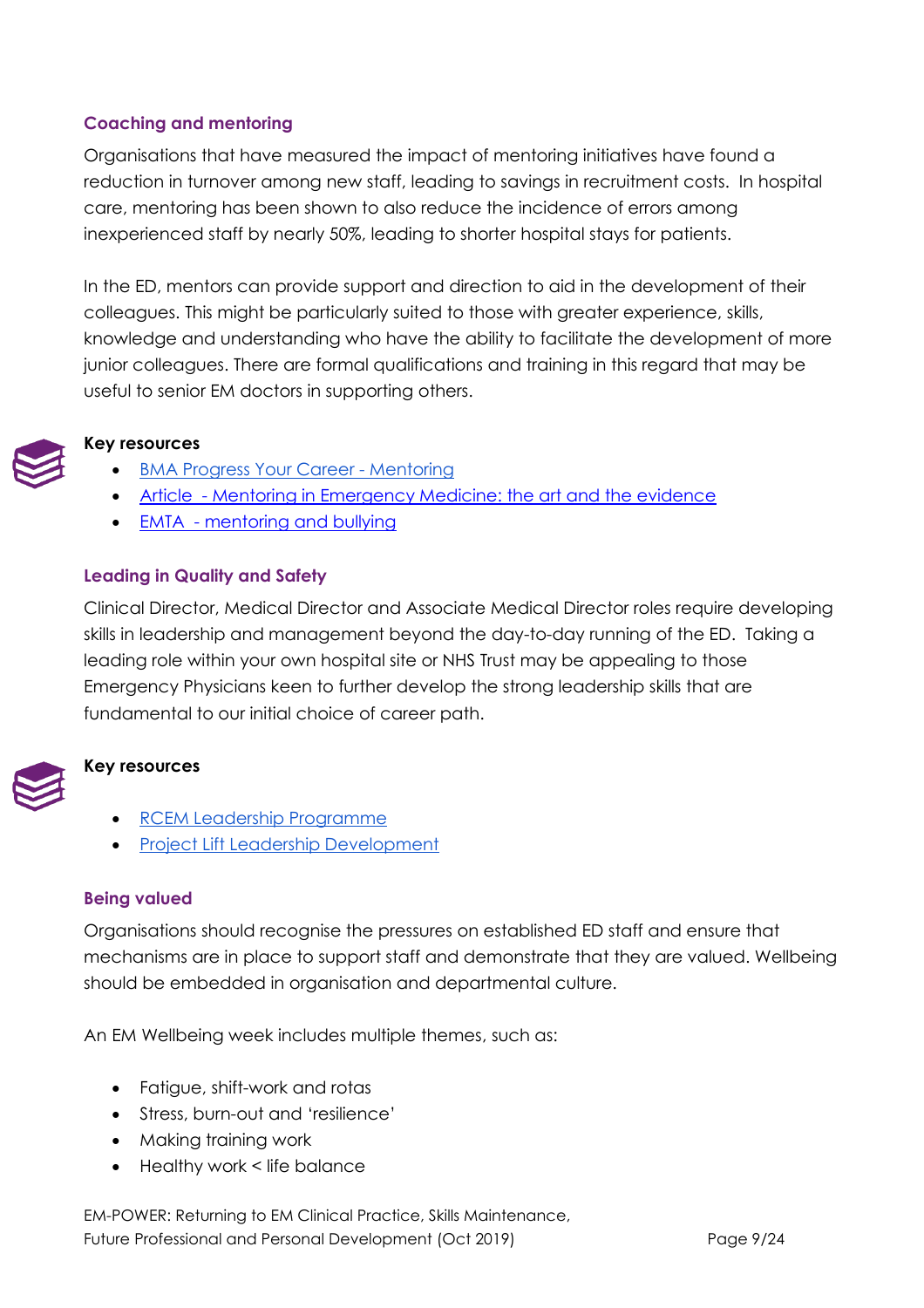### Coaching and mentoring

Organisations that have measured the impact of mentoring initiatives have found a reduction in turnover among new staff, leading to savings in recruitment costs. In hospital care, mentoring has been shown to also reduce the incidence of errors among inexperienced staff by nearly 50%, leading to shorter hospital stays for patients.

In the ED, mentors can provide support and direction to aid in the development of their colleagues. This might be particularly suited to those with greater experience, skills, knowledge and understanding who have the ability to facilitate the development of more junior colleagues. There are formal qualifications and training in this regard that may be useful to senior EM doctors in supporting others.

**Key resources**

- BMA Progress Your Career - Mentoring
- Article - Mentoring in Emergency Medicine: the art and the evidence
- EMTA - mentoring and bullying

### Leading in Quality and Safety

Clinical Director, Medical Director and Associate Medical Director roles require developing skills in leadership and management beyond the day-to-day running of the ED. Taking a leading role within your own hospital site or NHS Trust may be appealing to those Emergency Physicians keen to further develop the strong leadership skills that are fundamental to our initial choice of career path.

**Key resources**

- RCEM Leadership Programme
- Project Lift Leadership Development

### Being valued

Organisations should recognise the pressures on established ED staff and ensure that mechanisms are in place to support staff and demonstrate that they are valued. Wellbeing should be embedded in organisation and departmental culture.

An EM Wellbeing week includes multiple themes, such as:

- Fatigue, shift-work and rotas
- Stress, burn-out and 'resilience'
- Making training work
- Healthy work < life balance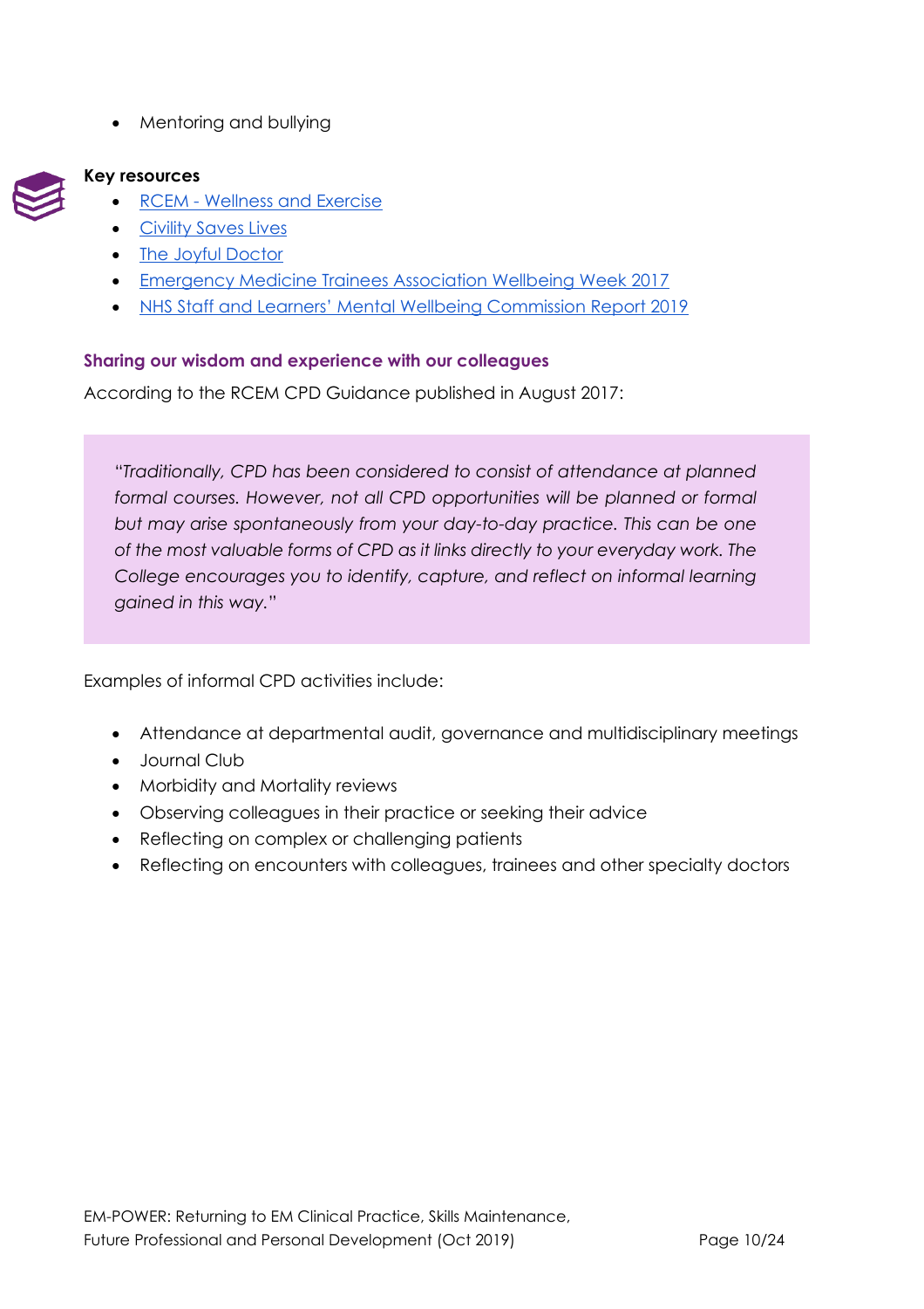- Mentoring and bullying

**Key resources**

- [RCEM - Wellness and Exercise]()
- [Civility Saves Lives]()
- [The Joyful Doctor]()
- [Emergency Medicine Trainees Association Wellbeing Week 2017]()
- [NHS Staff and Learners' Mental Wellbeing Commission Report 2019]()

### Sharing our wisdom and experience with our colleagues

According to the RCEM CPD Guidance published in August 2017:

> "*Traditionally, CPD has been considered to consist of attendance at planned formal courses. However, not all CPD opportunities will be planned or formal but may arise spontaneously from your day-to-day practice. This can be one of the most valuable forms of CPD as it links directly to your everyday work. The College encourages you to identify, capture, and reflect on informal learning gained in this way.*"

Examples of informal CPD activities include:

- Attendance at departmental audit, governance and multidisciplinary meetings
- Journal Club
- Morbidity and Mortality reviews
- Observing colleagues in their practice or seeking their advice
- Reflecting on complex or challenging patients
- Reflecting on encounters with colleagues, trainees and other specialty doctors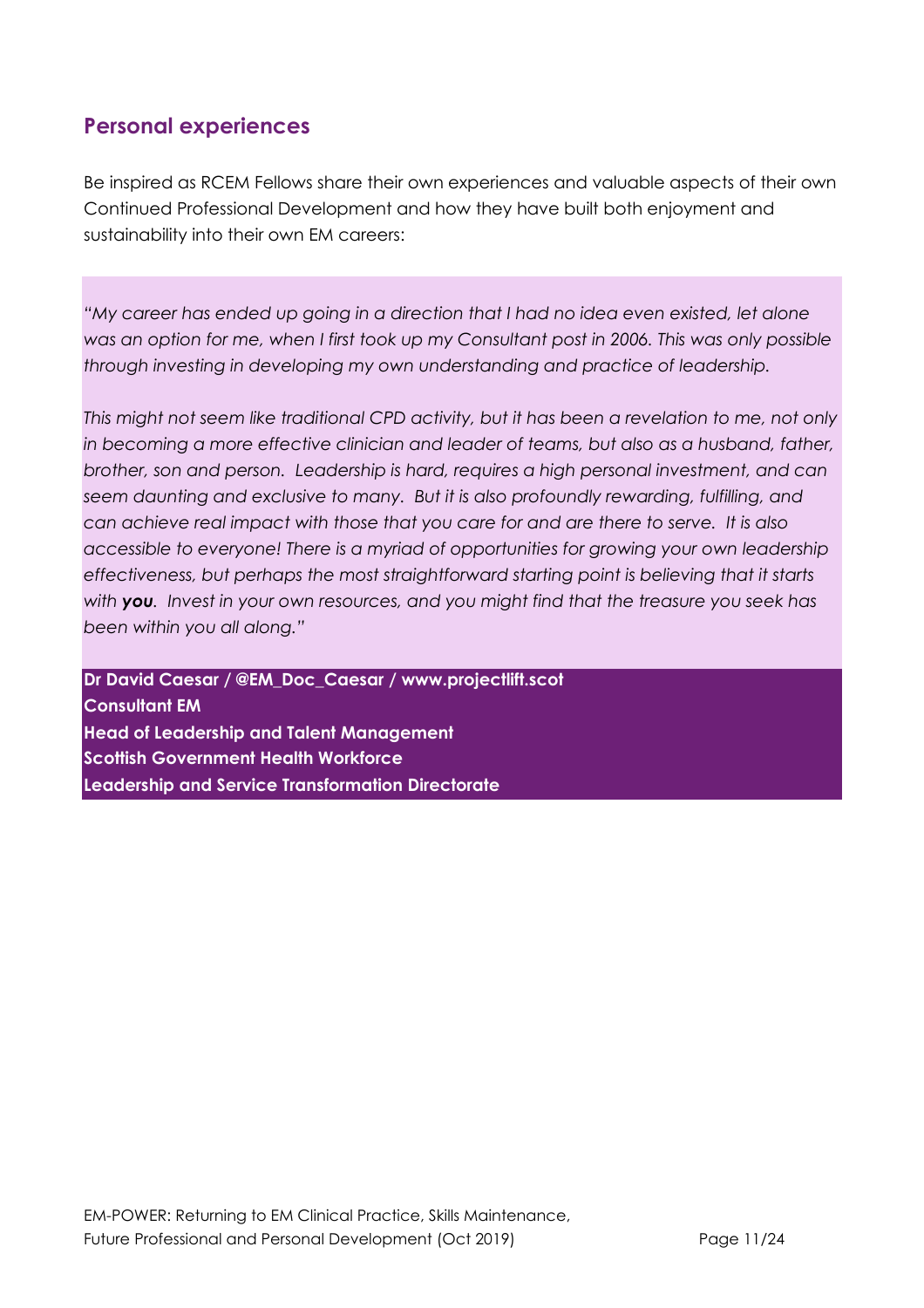## Personal experiences

Be inspired as RCEM Fellows share their own experiences and valuable aspects of their own Continued Professional Development and how they have built both enjoyment and sustainability into their own EM careers:

*"My career has ended up going in a direction that I had no idea even existed, let alone was an option for me, when I first took up my Consultant post in 2006. This was only possible through investing in developing my own understanding and practice of leadership.*

*This might not seem like traditional CPD activity, but it has been a revelation to me, not only in becoming a more effective clinician and leader of teams, but also as a husband, father, brother, son and person. Leadership is hard, requires a high personal investment, and can seem daunting and exclusive to many. But it is also profoundly rewarding, fulfilling, and can achieve real impact with those that you care for and are there to serve. It is also accessible to everyone! There is a myriad of opportunities for growing your own leadership effectiveness, but perhaps the most straightforward starting point is believing that it starts with **you**. Invest in your own resources, and you might find that the treasure you seek has been within you all along."*

**Dr David Caesar / @EM_Doc_Caesar / www.projectlift.scot**
**Consultant EM**
**Head of Leadership and Talent Management**
**Scottish Government Health Workforce**
**Leadership and Service Transformation Directorate**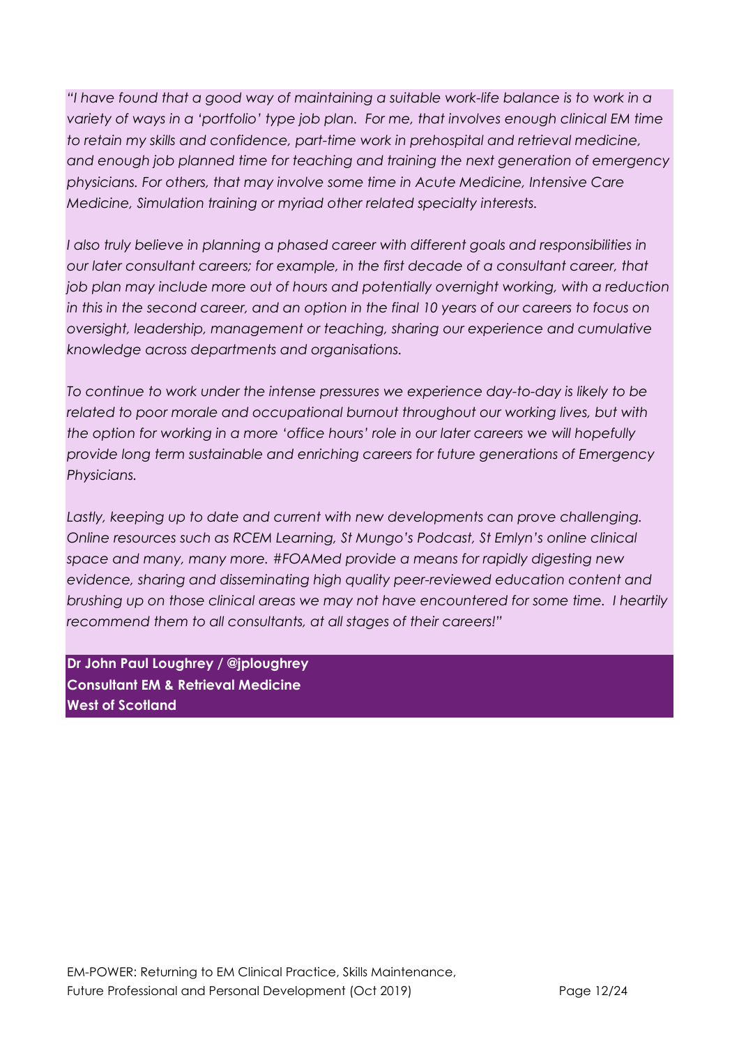*"I have found that a good way of maintaining a suitable work-life balance is to work in a variety of ways in a 'portfolio' type job plan. For me, that involves enough clinical EM time to retain my skills and confidence, part-time work in prehospital and retrieval medicine, and enough job planned time for teaching and training the next generation of emergency physicians. For others, that may involve some time in Acute Medicine, Intensive Care Medicine, Simulation training or myriad other related specialty interests.*

*I also truly believe in planning a phased career with different goals and responsibilities in our later consultant careers; for example, in the first decade of a consultant career, that job plan may include more out of hours and potentially overnight working, with a reduction in this in the second career, and an option in the final 10 years of our careers to focus on oversight, leadership, management or teaching, sharing our experience and cumulative knowledge across departments and organisations.*

*To continue to work under the intense pressures we experience day-to-day is likely to be related to poor morale and occupational burnout throughout our working lives, but with the option for working in a more 'office hours' role in our later careers we will hopefully provide long term sustainable and enriching careers for future generations of Emergency Physicians.*

*Lastly, keeping up to date and current with new developments can prove challenging. Online resources such as RCEM Learning, St Mungo's Podcast, St Emlyn's online clinical space and many, many more. #FOAMed provide a means for rapidly digesting new evidence, sharing and disseminating high quality peer-reviewed education content and brushing up on those clinical areas we may not have encountered for some time. I heartily recommend them to all consultants, at all stages of their careers!"*

**Dr John Paul Loughrey / @jploughrey**
**Consultant EM & Retrieval Medicine**
**West of Scotland**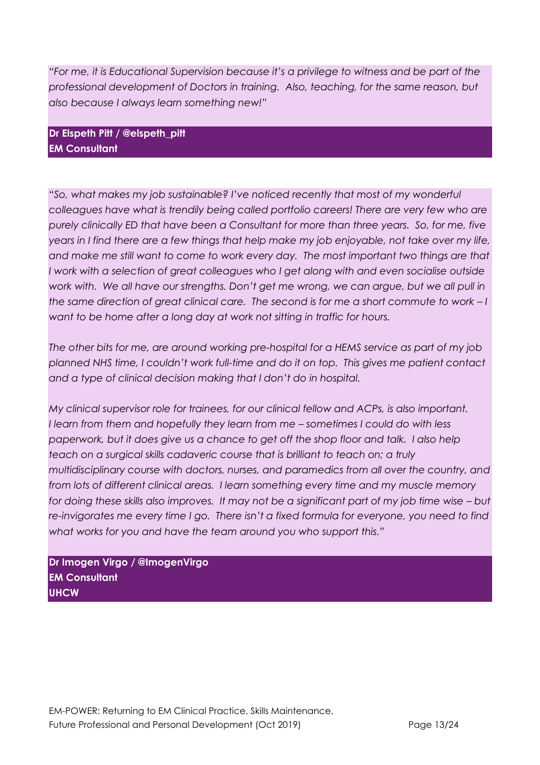*"For me, it is Educational Supervision because it's a privilege to witness and be part of the professional development of Doctors in training. Also, teaching, for the same reason, but also because I always learn something new!"*

**Dr Elspeth Pitt / @elspeth_pitt**
**EM Consultant**

*"So, what makes my job sustainable? I've noticed recently that most of my wonderful colleagues have what is trendily being called portfolio careers! There are very few who are purely clinically ED that have been a Consultant for more than three years. So, for me, five years in I find there are a few things that help make my job enjoyable, not take over my life, and make me still want to come to work every day. The most important two things are that I work with a selection of great colleagues who I get along with and even socialise outside work with. We all have our strengths. Don't get me wrong, we can argue, but we all pull in the same direction of great clinical care. The second is for me a short commute to work – I want to be home after a long day at work not sitting in traffic for hours.*

*The other bits for me, are around working pre-hospital for a HEMS service as part of my job planned NHS time, I couldn't work full-time and do it on top. This gives me patient contact and a type of clinical decision making that I don't do in hospital.*

*My clinical supervisor role for trainees, for our clinical fellow and ACPs, is also important. I learn from them and hopefully they learn from me – sometimes I could do with less paperwork, but it does give us a chance to get off the shop floor and talk. I also help teach on a surgical skills cadaveric course that is brilliant to teach on; a truly multidisciplinary course with doctors, nurses, and paramedics from all over the country, and from lots of different clinical areas. I learn something every time and my muscle memory for doing these skills also improves. It may not be a significant part of my job time wise – but re-invigorates me every time I go. There isn't a fixed formula for everyone, you need to find what works for you and have the team around you who support this."*

**Dr Imogen Virgo / @ImogenVirgo**
**EM Consultant**
**UHCW**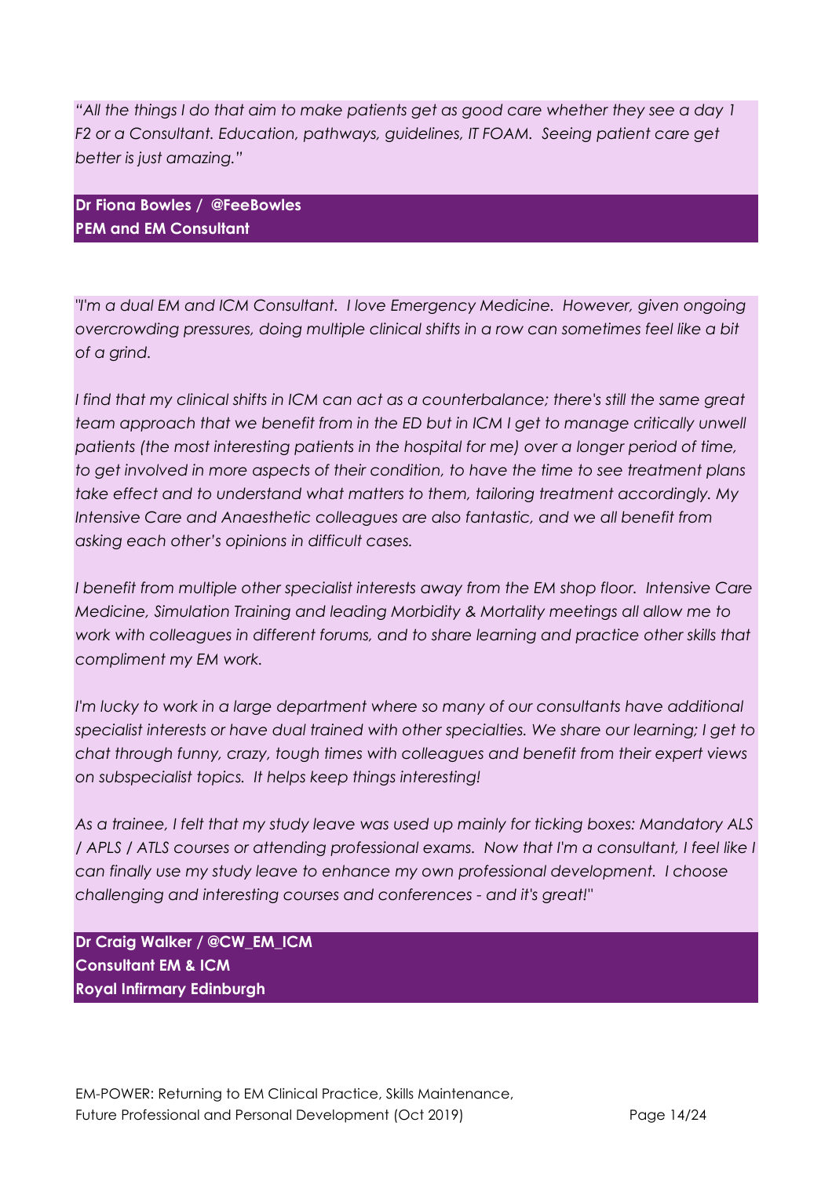*"All the things I do that aim to make patients get as good care whether they see a day 1 F2 or a Consultant. Education, pathways, guidelines, IT FOAM. Seeing patient care get better is just amazing."*

**Dr Fiona Bowles / @FeeBowles**
**PEM and EM Consultant**

*"I'm a dual EM and ICM Consultant. I love Emergency Medicine. However, given ongoing overcrowding pressures, doing multiple clinical shifts in a row can sometimes feel like a bit of a grind.*

*I find that my clinical shifts in ICM can act as a counterbalance; there's still the same great team approach that we benefit from in the ED but in ICM I get to manage critically unwell patients (the most interesting patients in the hospital for me) over a longer period of time, to get involved in more aspects of their condition, to have the time to see treatment plans take effect and to understand what matters to them, tailoring treatment accordingly. My Intensive Care and Anaesthetic colleagues are also fantastic, and we all benefit from asking each other's opinions in difficult cases.*

*I benefit from multiple other specialist interests away from the EM shop floor. Intensive Care Medicine, Simulation Training and leading Morbidity & Mortality meetings all allow me to work with colleagues in different forums, and to share learning and practice other skills that compliment my EM work.*

*I'm lucky to work in a large department where so many of our consultants have additional specialist interests or have dual trained with other specialties. We share our learning; I get to chat through funny, crazy, tough times with colleagues and benefit from their expert views on subspecialist topics. It helps keep things interesting!*

*As a trainee, I felt that my study leave was used up mainly for ticking boxes: Mandatory ALS / APLS / ATLS courses or attending professional exams. Now that I'm a consultant, I feel like I can finally use my study leave to enhance my own professional development. I choose challenging and interesting courses and conferences - and it's great!"*

**Dr Craig Walker / @CW_EM_ICM**
**Consultant EM & ICM**
**Royal Infirmary Edinburgh**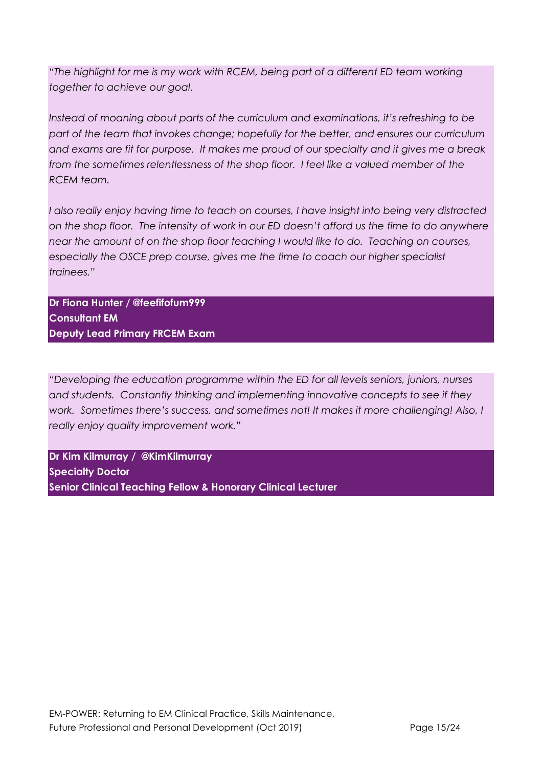*"The highlight for me is my work with RCEM, being part of a different ED team working together to achieve our goal.*

*Instead of moaning about parts of the curriculum and examinations, it's refreshing to be part of the team that invokes change; hopefully for the better, and ensures our curriculum and exams are fit for purpose. It makes me proud of our specialty and it gives me a break from the sometimes relentlessness of the shop floor. I feel like a valued member of the RCEM team.*

*I also really enjoy having time to teach on courses, I have insight into being very distracted on the shop floor. The intensity of work in our ED doesn't afford us the time to do anywhere near the amount of on the shop floor teaching I would like to do. Teaching on courses, especially the OSCE prep course, gives me the time to coach our higher specialist trainees."*

**Dr Fiona Hunter / @feefifofum999**
**Consultant EM**
**Deputy Lead Primary FRCEM Exam**

*"Developing the education programme within the ED for all levels seniors, juniors, nurses and students. Constantly thinking and implementing innovative concepts to see if they work. Sometimes there's success, and sometimes not! It makes it more challenging! Also, I really enjoy quality improvement work."*

**Dr Kim Kilmurray / @KimKilmurray**
**Specialty Doctor**
**Senior Clinical Teaching Fellow & Honorary Clinical Lecturer**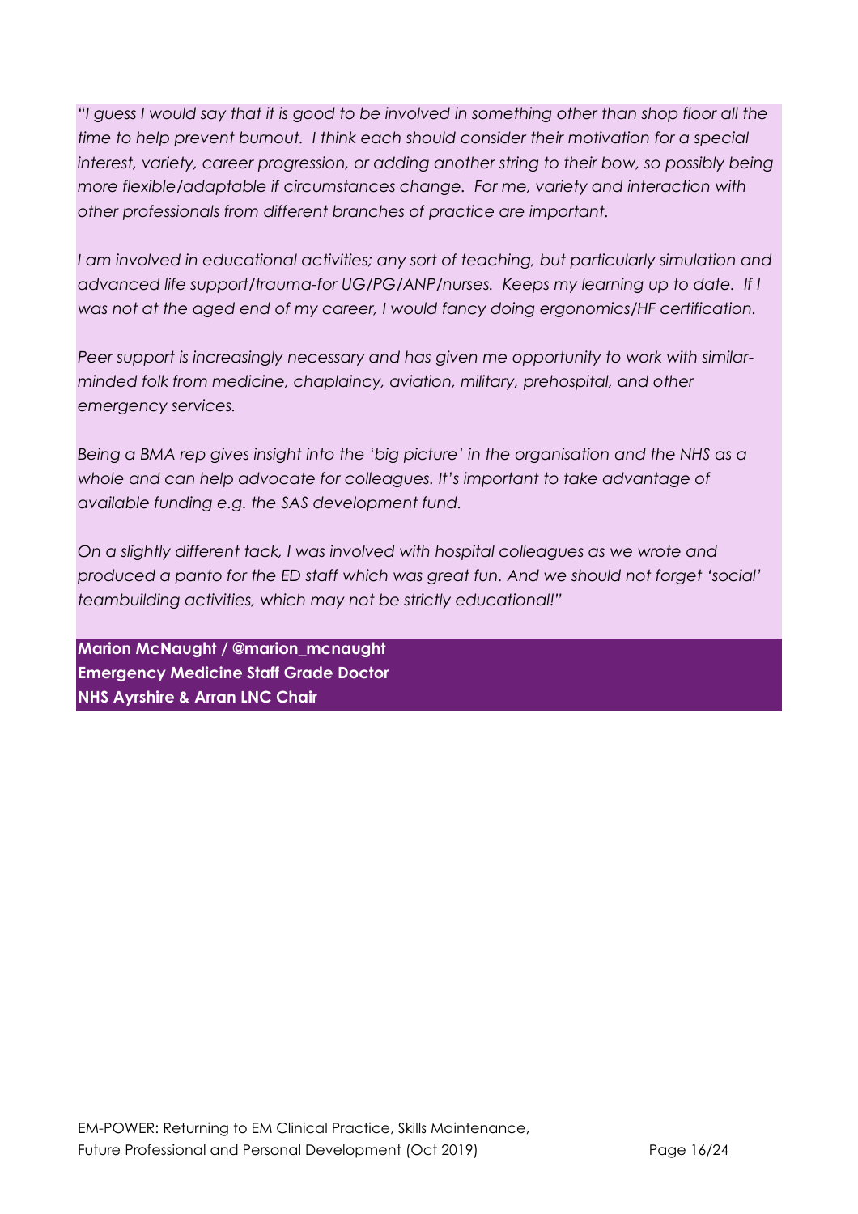*"I guess I would say that it is good to be involved in something other than shop floor all the time to help prevent burnout. I think each should consider their motivation for a special interest, variety, career progression, or adding another string to their bow, so possibly being more flexible/adaptable if circumstances change. For me, variety and interaction with other professionals from different branches of practice are important.*

*I am involved in educational activities; any sort of teaching, but particularly simulation and advanced life support/trauma-for UG/PG/ANP/nurses. Keeps my learning up to date. If I was not at the aged end of my career, I would fancy doing ergonomics/HF certification.*

*Peer support is increasingly necessary and has given me opportunity to work with similar-minded folk from medicine, chaplaincy, aviation, military, prehospital, and other emergency services.*

*Being a BMA rep gives insight into the 'big picture' in the organisation and the NHS as a whole and can help advocate for colleagues. It's important to take advantage of available funding e.g. the SAS development fund.*

*On a slightly different tack, I was involved with hospital colleagues as we wrote and produced a panto for the ED staff which was great fun. And we should not forget 'social' teambuilding activities, which may not be strictly educational!"*

**Marion McNaught / @marion_mcnaught**
**Emergency Medicine Staff Grade Doctor**
**NHS Ayrshire & Arran LNC Chair**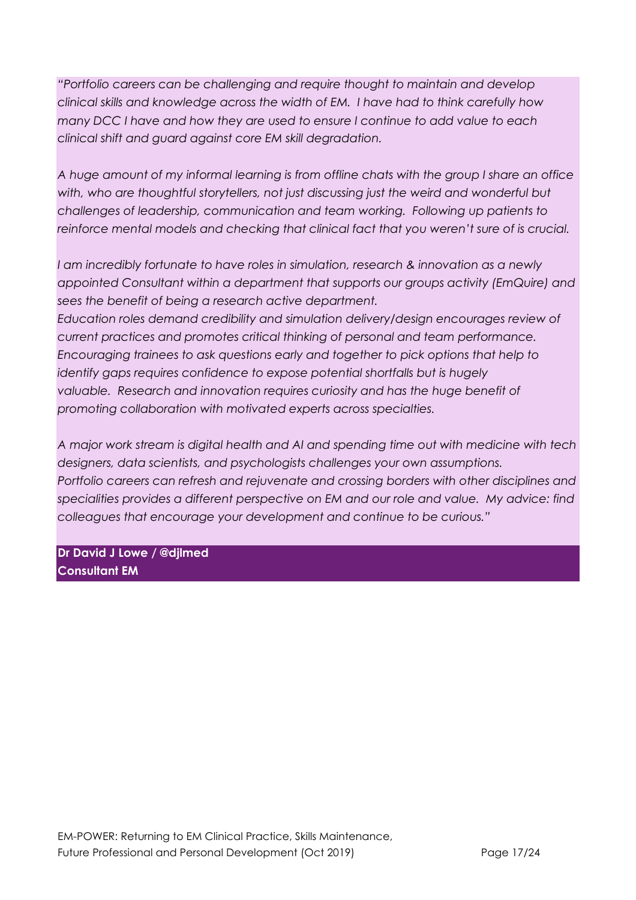*"Portfolio careers can be challenging and require thought to maintain and develop clinical skills and knowledge across the width of EM. I have had to think carefully how many DCC I have and how they are used to ensure I continue to add value to each clinical shift and guard against core EM skill degradation.*

*A huge amount of my informal learning is from offline chats with the group I share an office with, who are thoughtful storytellers, not just discussing just the weird and wonderful but challenges of leadership, communication and team working. Following up patients to reinforce mental models and checking that clinical fact that you weren't sure of is crucial.*

*I am incredibly fortunate to have roles in simulation, research & innovation as a newly appointed Consultant within a department that supports our groups activity (EmQuire) and sees the benefit of being a research active department.*
*Education roles demand credibility and simulation delivery/design encourages review of current practices and promotes critical thinking of personal and team performance. Encouraging trainees to ask questions early and together to pick options that help to identify gaps requires confidence to expose potential shortfalls but is hugely valuable. Research and innovation requires curiosity and has the huge benefit of promoting collaboration with motivated experts across specialties.*

*A major work stream is digital health and AI and spending time out with medicine with tech designers, data scientists, and psychologists challenges your own assumptions.*
*Portfolio careers can refresh and rejuvenate and crossing borders with other disciplines and specialities provides a different perspective on EM and our role and value. My advice: find colleagues that encourage your development and continue to be curious."*

**Dr David J Lowe / @djlmed**
**Consultant EM**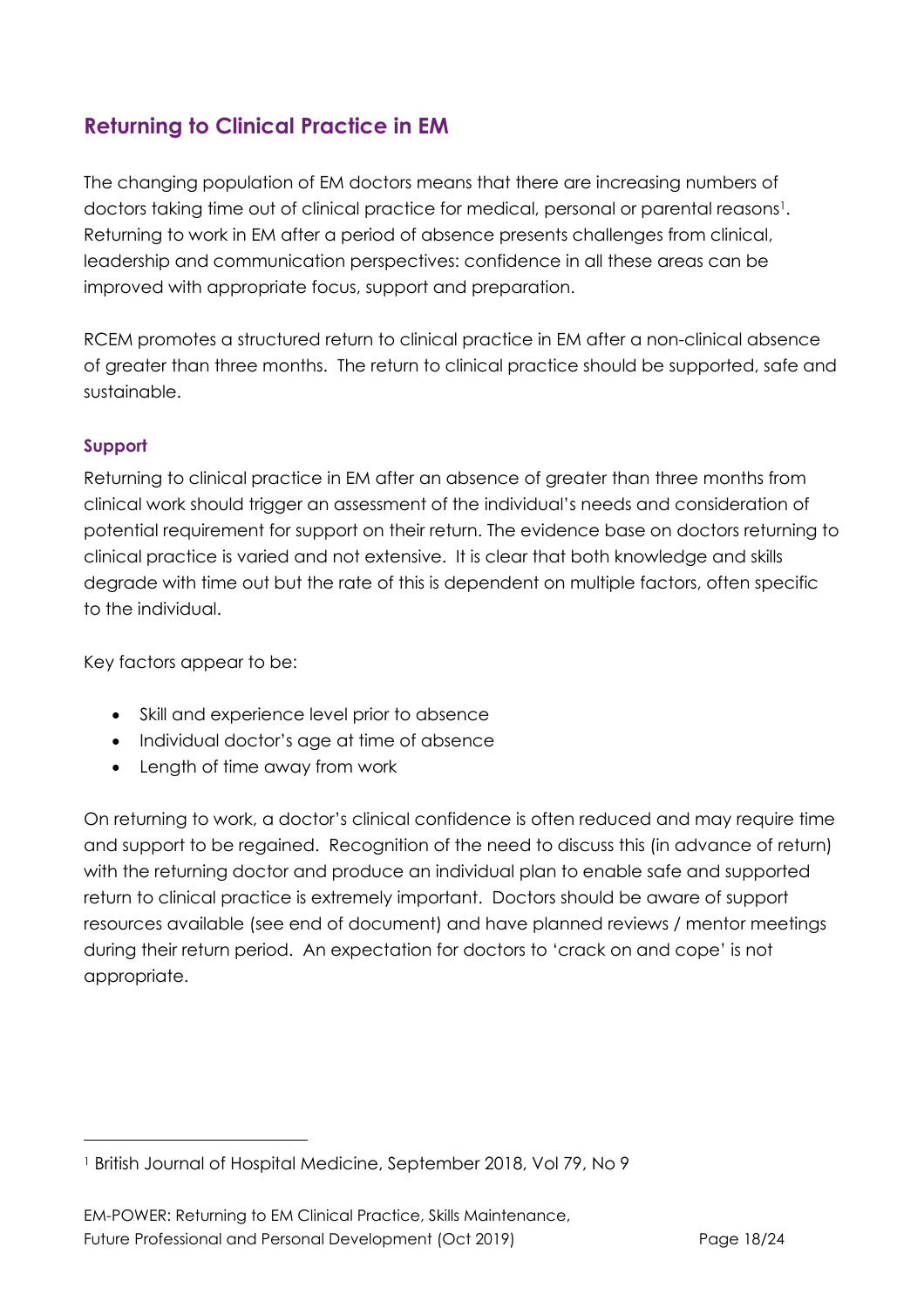## Returning to Clinical Practice in EM

The changing population of EM doctors means that there are increasing numbers of doctors taking time out of clinical practice for medical, personal or parental reasons[1]. Returning to work in EM after a period of absence presents challenges from clinical, leadership and communication perspectives: confidence in all these areas can be improved with appropriate focus, support and preparation.

RCEM promotes a structured return to clinical practice in EM after a non-clinical absence of greater than three months. The return to clinical practice should be supported, safe and sustainable.

### Support

Returning to clinical practice in EM after an absence of greater than three months from clinical work should trigger an assessment of the individual's needs and consideration of potential requirement for support on their return. The evidence base on doctors returning to clinical practice is varied and not extensive. It is clear that both knowledge and skills degrade with time out but the rate of this is dependent on multiple factors, often specific to the individual.

Key factors appear to be:

- Skill and experience level prior to absence
- Individual doctor's age at time of absence
- Length of time away from work

On returning to work, a doctor's clinical confidence is often reduced and may require time and support to be regained. Recognition of the need to discuss this (in advance of return) with the returning doctor and produce an individual plan to enable safe and supported return to clinical practice is extremely important. Doctors should be aware of support resources available (see end of document) and have planned reviews / mentor meetings during their return period. An expectation for doctors to 'crack on and cope' is not appropriate.

---

[1] British Journal of Hospital Medicine, September 2018, Vol 79, No 9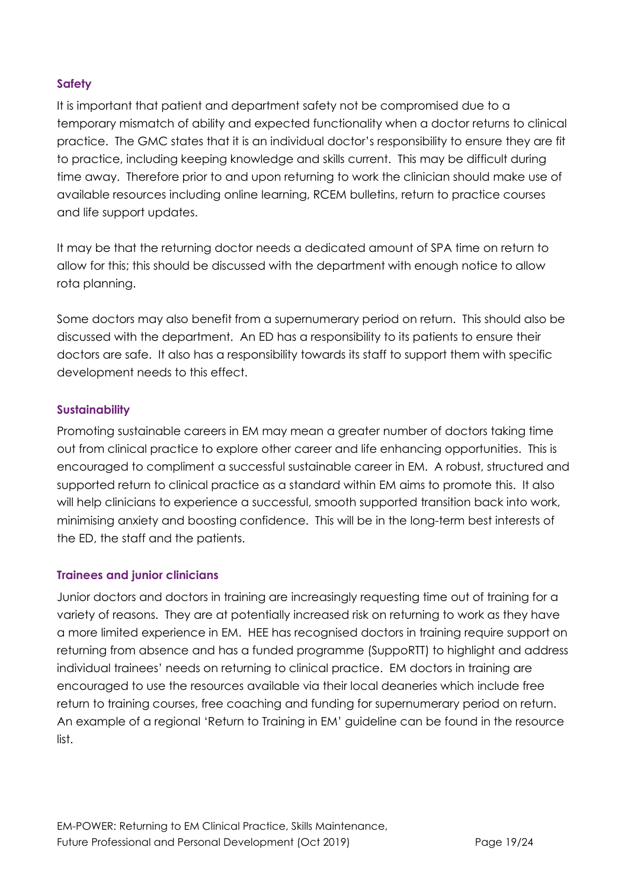### Safety

It is important that patient and department safety not be compromised due to a temporary mismatch of ability and expected functionality when a doctor returns to clinical practice. The GMC states that it is an individual doctor's responsibility to ensure they are fit to practice, including keeping knowledge and skills current. This may be difficult during time away. Therefore prior to and upon returning to work the clinician should make use of available resources including online learning, RCEM bulletins, return to practice courses and life support updates.

It may be that the returning doctor needs a dedicated amount of SPA time on return to allow for this; this should be discussed with the department with enough notice to allow rota planning.

Some doctors may also benefit from a supernumerary period on return. This should also be discussed with the department. An ED has a responsibility to its patients to ensure their doctors are safe. It also has a responsibility towards its staff to support them with specific development needs to this effect.

### Sustainability

Promoting sustainable careers in EM may mean a greater number of doctors taking time out from clinical practice to explore other career and life enhancing opportunities. This is encouraged to compliment a successful sustainable career in EM. A robust, structured and supported return to clinical practice as a standard within EM aims to promote this. It also will help clinicians to experience a successful, smooth supported transition back into work, minimising anxiety and boosting confidence. This will be in the long-term best interests of the ED, the staff and the patients.

### Trainees and junior clinicians

Junior doctors and doctors in training are increasingly requesting time out of training for a variety of reasons. They are at potentially increased risk on returning to work as they have a more limited experience in EM. HEE has recognised doctors in training require support on returning from absence and has a funded programme (SuppoRTT) to highlight and address individual trainees' needs on returning to clinical practice. EM doctors in training are encouraged to use the resources available via their local deaneries which include free return to training courses, free coaching and funding for supernumerary period on return. An example of a regional 'Return to Training in EM' guideline can be found in the resource list.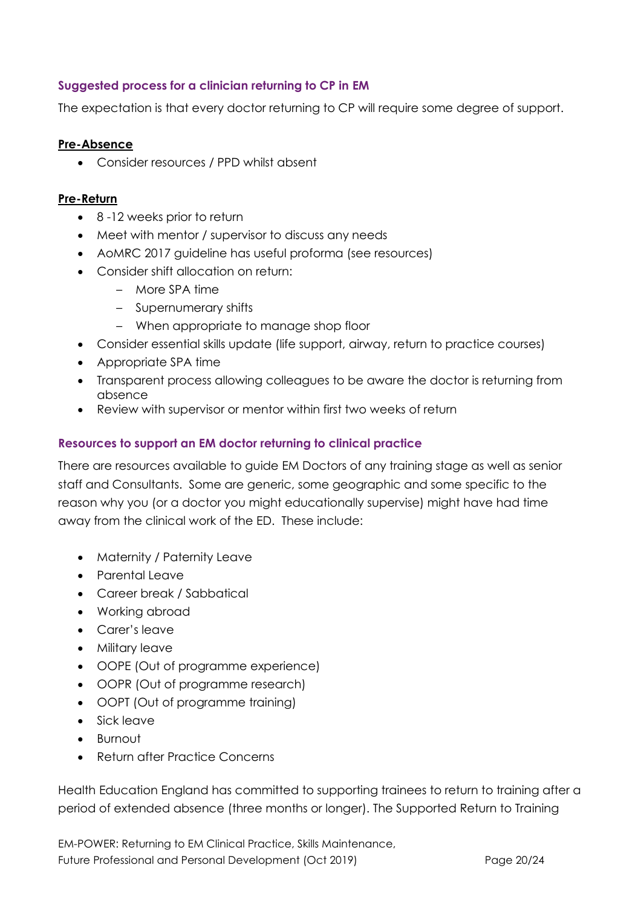### Suggested process for a clinician returning to CP in EM

The expectation is that every doctor returning to CP will require some degree of support.

**Pre-Absence**

- Consider resources / PPD whilst absent

**Pre-Return**

- 8 -12 weeks prior to return
- Meet with mentor / supervisor to discuss any needs
- AoMRC 2017 guideline has useful proforma (see resources)
- Consider shift allocation on return:
  - More SPA time
  - Supernumerary shifts
  - When appropriate to manage shop floor
- Consider essential skills update (life support, airway, return to practice courses)
- Appropriate SPA time
- Transparent process allowing colleagues to be aware the doctor is returning from absence
- Review with supervisor or mentor within first two weeks of return

### Resources to support an EM doctor returning to clinical practice

There are resources available to guide EM Doctors of any training stage as well as senior staff and Consultants. Some are generic, some geographic and some specific to the reason why you (or a doctor you might educationally supervise) might have had time away from the clinical work of the ED. These include:

- Maternity / Paternity Leave
- Parental Leave
- Career break / Sabbatical
- Working abroad
- Carer's leave
- Military leave
- OOPE (Out of programme experience)
- OOPR (Out of programme research)
- OOPT (Out of programme training)
- Sick leave
- Burnout
- Return after Practice Concerns

Health Education England has committed to supporting trainees to return to training after a period of extended absence (three months or longer). The Supported Return to Training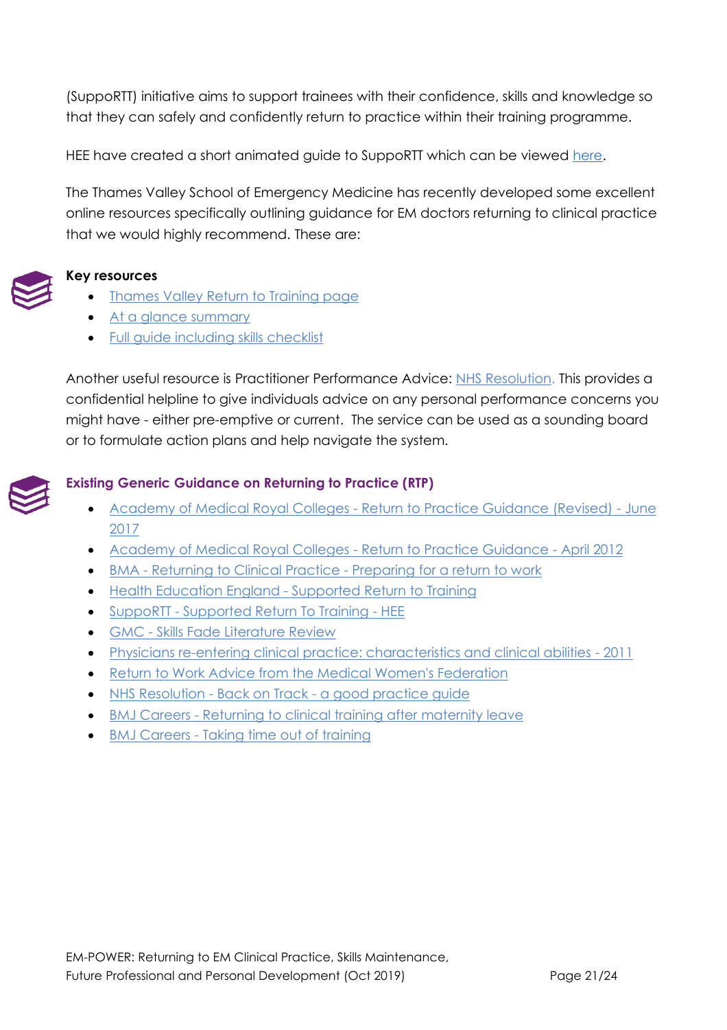(SuppoRTT) initiative aims to support trainees with their confidence, skills and knowledge so that they can safely and confidently return to practice within their training programme.

HEE have created a short animated guide to SuppoRTT which can be viewed here.

The Thames Valley School of Emergency Medicine has recently developed some excellent online resources specifically outlining guidance for EM doctors returning to clinical practice that we would highly recommend. These are:

**Key resources**

- Thames Valley Return to Training page
- At a glance summary
- Full guide including skills checklist

Another useful resource is Practitioner Performance Advice: NHS Resolution. This provides a confidential helpline to give individuals advice on any personal performance concerns you might have - either pre-emptive or current. The service can be used as a sounding board or to formulate action plans and help navigate the system.

**Existing Generic Guidance on Returning to Practice (RTP)**

- Academy of Medical Royal Colleges - Return to Practice Guidance (Revised) - June 2017
- Academy of Medical Royal Colleges - Return to Practice Guidance - April 2012
- BMA - Returning to Clinical Practice - Preparing for a return to work
- Health Education England - Supported Return to Training
- SuppoRTT - Supported Return To Training - HEE
- GMC - Skills Fade Literature Review
- Physicians re-entering clinical practice: characteristics and clinical abilities - 2011
- Return to Work Advice from the Medical Women's Federation
- NHS Resolution - Back on Track - a good practice guide
- BMJ Careers - Returning to clinical training after maternity leave
- BMJ Careers - Taking time out of training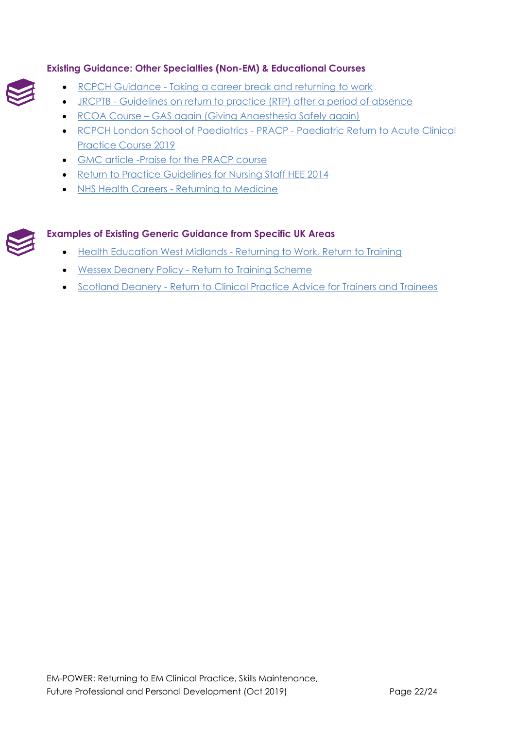### Existing Guidance: Other Specialties (Non-EM) & Educational Courses

- RCPCH Guidance - Taking a career break and returning to work
- JRCPTB - Guidelines on return to practice (RTP) after a period of absence
- RCOA Course – GAS again (Giving Anaesthesia Safely again)
- RCPCH London School of Paediatrics - PRACP - Paediatric Return to Acute Clinical Practice Course 2019
- GMC article -Praise for the PRACP course
- Return to Practice Guidelines for Nursing Staff HEE 2014
- NHS Health Careers - Returning to Medicine

### Examples of Existing Generic Guidance from Specific UK Areas

- Health Education West Midlands - Returning to Work, Return to Training
- Wessex Deanery Policy - Return to Training Scheme
- Scotland Deanery - Return to Clinical Practice Advice for Trainers and Trainees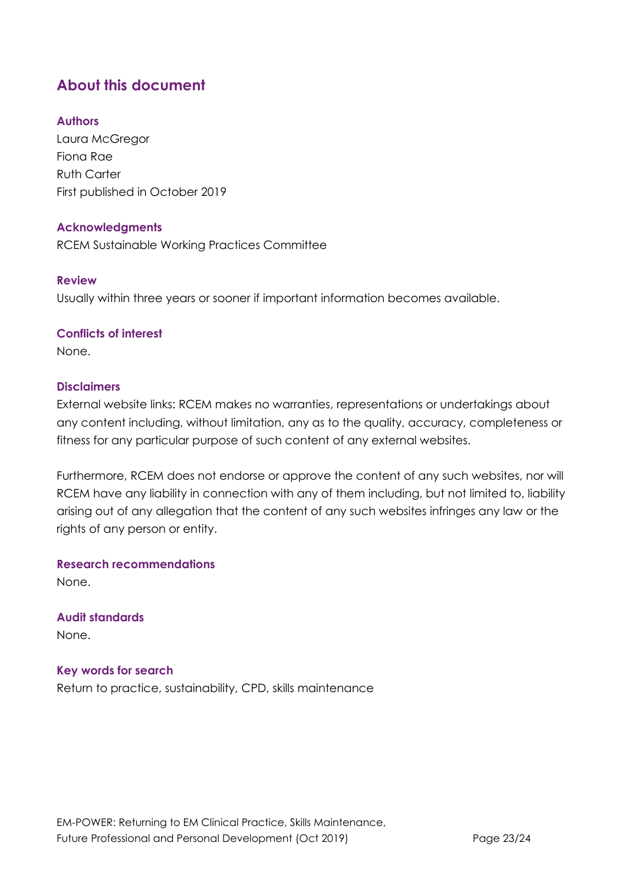## About this document

### Authors

Laura McGregor
Fiona Rae
Ruth Carter
First published in October 2019

### Acknowledgments

RCEM Sustainable Working Practices Committee

### Review

Usually within three years or sooner if important information becomes available.

### Conflicts of interest

None.

### Disclaimers

External website links: RCEM makes no warranties, representations or undertakings about any content including, without limitation, any as to the quality, accuracy, completeness or fitness for any particular purpose of such content of any external websites.

Furthermore, RCEM does not endorse or approve the content of any such websites, nor will RCEM have any liability in connection with any of them including, but not limited to, liability arising out of any allegation that the content of any such websites infringes any law or the rights of any person or entity.

### Research recommendations

None.

### Audit standards

None.

### Key words for search

Return to practice, sustainability, CPD, skills maintenance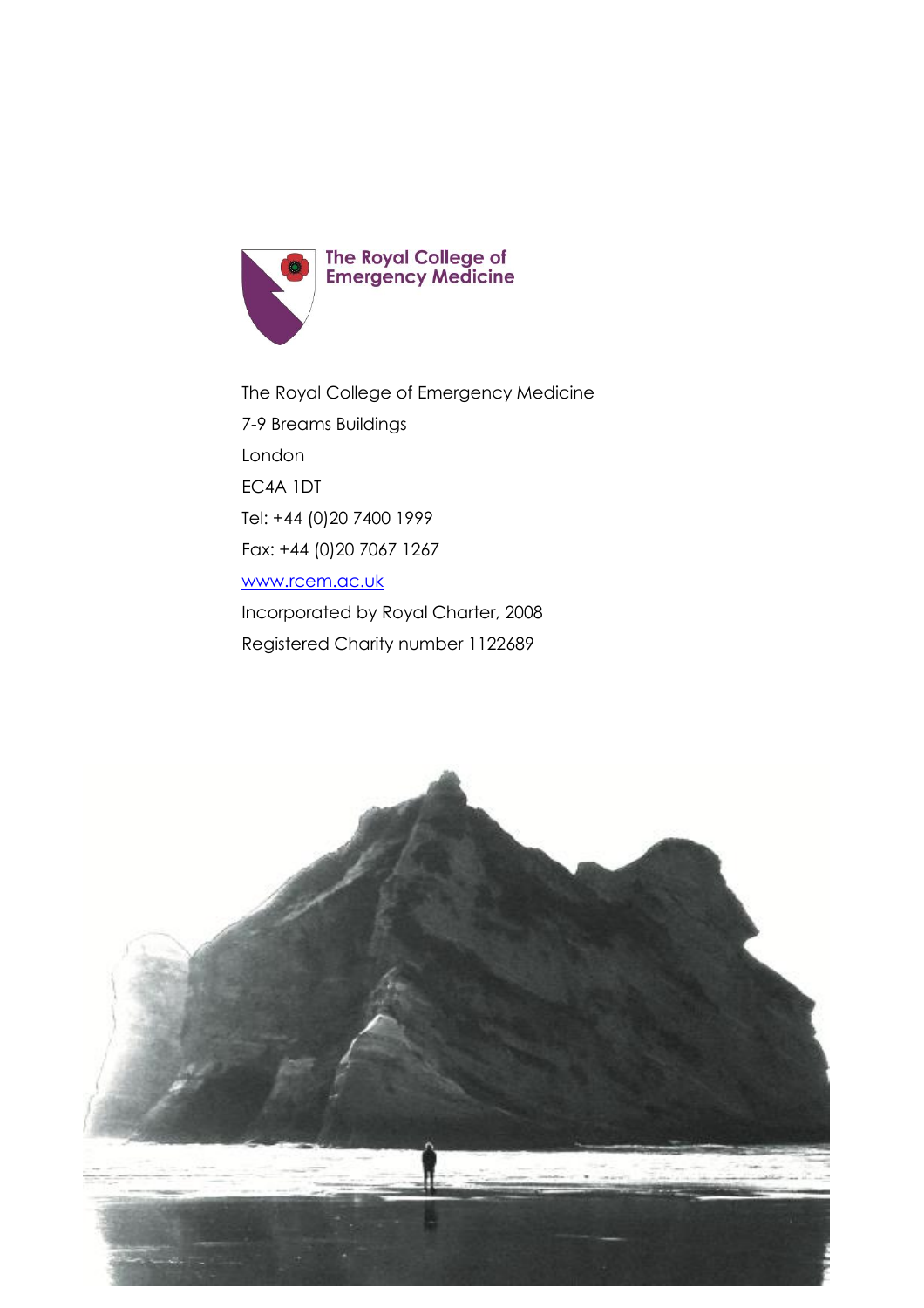The Royal College of Emergency Medicine

The Royal College of Emergency Medicine

7-9 Breams Buildings

London

EC4A 1DT

Tel: +44 (0)20 7400 1999

Fax: +44 (0)20 7067 1267

[www.rcem.ac.uk](http://www.rcem.ac.uk)

Incorporated by Royal Charter, 2008

Registered Charity number 1122689